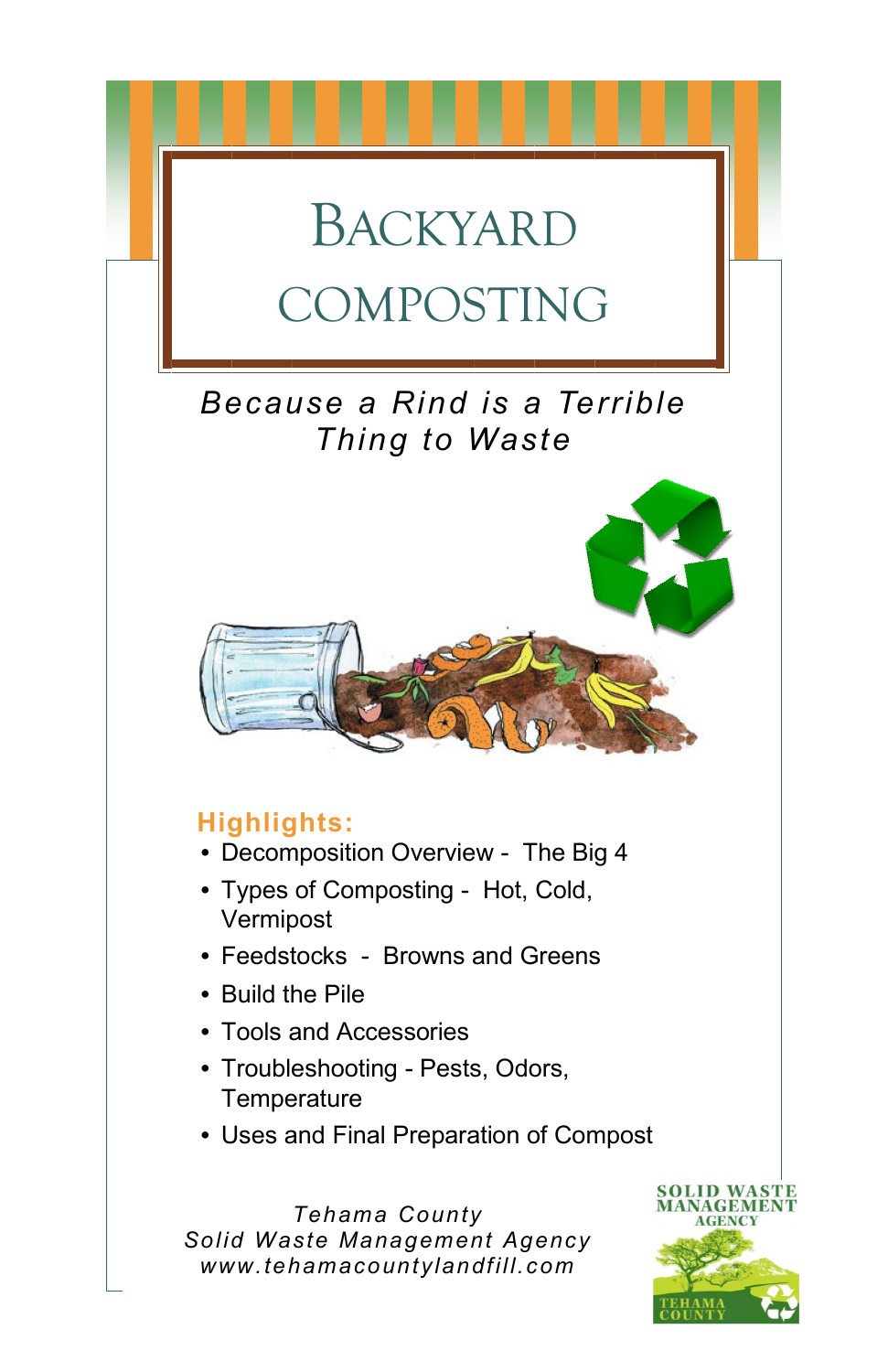# Backyard Composting

*Because a Rind is a Terrible Thing to Waste*

**Highlights:**

- Decomposition Overview - The Big 4
- Types of Composting - Hot, Cold, Vermipost
- Feedstocks - Browns and Greens
- Build the Pile
- Tools and Accessories
- Troubleshooting - Pests, Odors, Temperature
- Uses and Final Preparation of Compost

*Tehama County*
*Solid Waste Management Agency*
*www.tehamacountylandfill.com*

SOLID WASTE MANAGEMENT AGENCY
TEHAMA COUNTY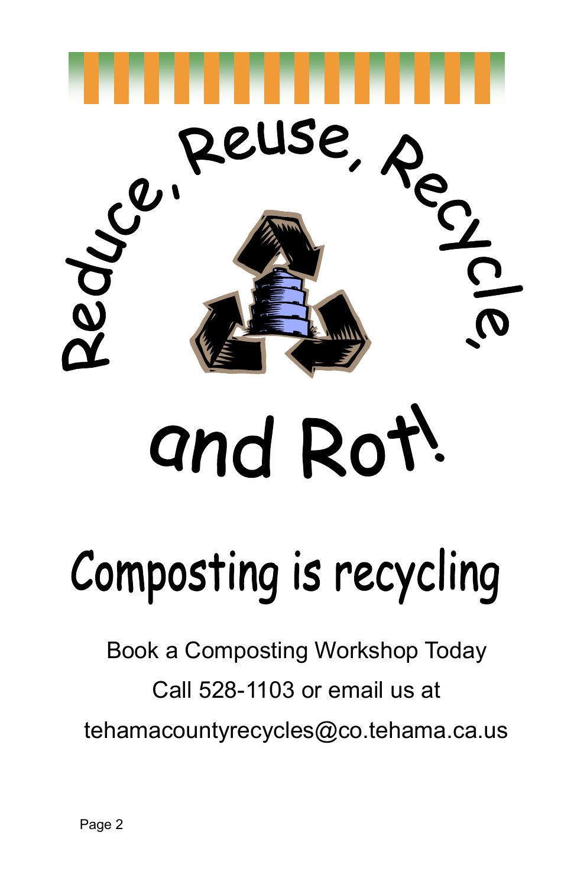# Reduce, Reuse, Recycle, and Rot!

## Composting is recycling

Book a Composting Workshop Today

Call 528-1103 or email us at

tehamacountyrecycles@co.tehama.ca.us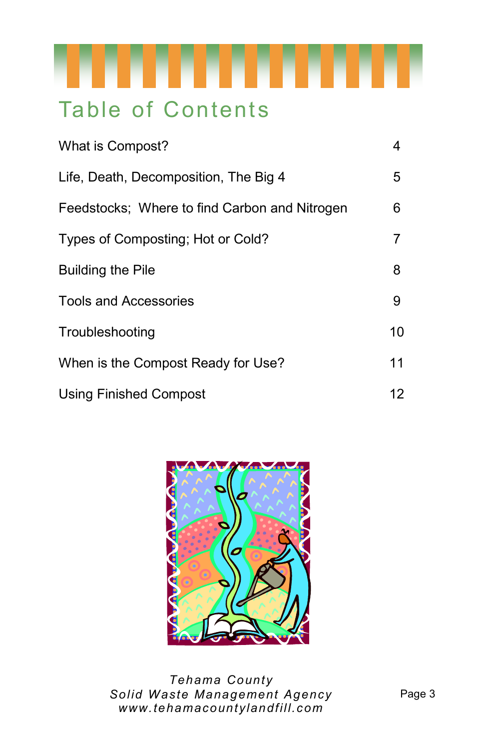# Table of Contents

| | |
|---|---|
| What is Compost? | 4 |
| Life, Death, Decomposition, The Big 4 | 5 |
| Feedstocks;  Where to find Carbon and Nitrogen | 6 |
| Types of Composting; Hot or Cold? | 7 |
| Building the Pile | 8 |
| Tools and Accessories | 9 |
| Troubleshooting | 10 |
| When is the Compost Ready for Use? | 11 |
| Using Finished Compost | 12 |

*Tehama County*
*Solid Waste Management Agency*
*www.tehamacountylandfill.com*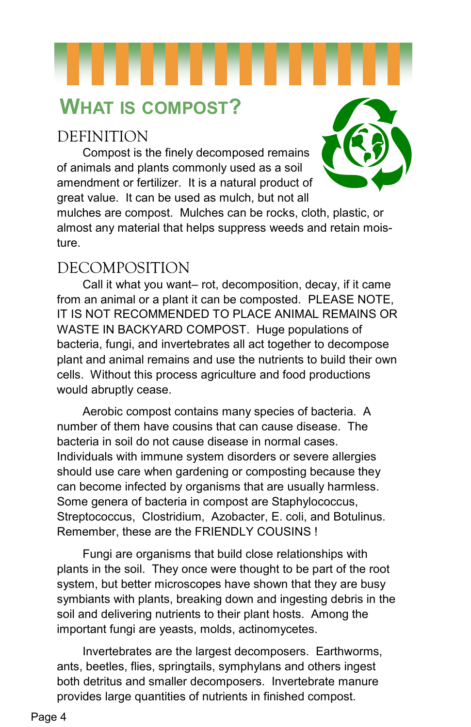# What is compost?

## DEFINITION

Compost is the finely decomposed remains of animals and plants commonly used as a soil amendment or fertilizer. It is a natural product of great value. It can be used as mulch, but not all mulches are compost. Mulches can be rocks, cloth, plastic, or almost any material that helps suppress weeds and retain moisture.

## DECOMPOSITION

Call it what you want– rot, decomposition, decay, if it came from an animal or a plant it can be composted. PLEASE NOTE, IT IS NOT RECOMMENDED TO PLACE ANIMAL REMAINS OR WASTE IN BACKYARD COMPOST. Huge populations of bacteria, fungi, and invertebrates all act together to decompose plant and animal remains and use the nutrients to build their own cells. Without this process agriculture and food productions would abruptly cease.

Aerobic compost contains many species of bacteria. A number of them have cousins that can cause disease. The bacteria in soil do not cause disease in normal cases. Individuals with immune system disorders or severe allergies should use care when gardening or composting because they can become infected by organisms that are usually harmless. Some genera of bacteria in compost are Staphylococcus, Streptococcus, Clostridium, Azobacter, E. coli, and Botulinus. Remember, these are the FRIENDLY COUSINS !

Fungi are organisms that build close relationships with plants in the soil. They once were thought to be part of the root system, but better microscopes have shown that they are busy symbiants with plants, breaking down and ingesting debris in the soil and delivering nutrients to their plant hosts. Among the important fungi are yeasts, molds, actinomycetes.

Invertebrates are the largest decomposers. Earthworms, ants, beetles, flies, springtails, symphylans and others ingest both detritus and smaller decomposers. Invertebrate manure provides large quantities of nutrients in finished compost.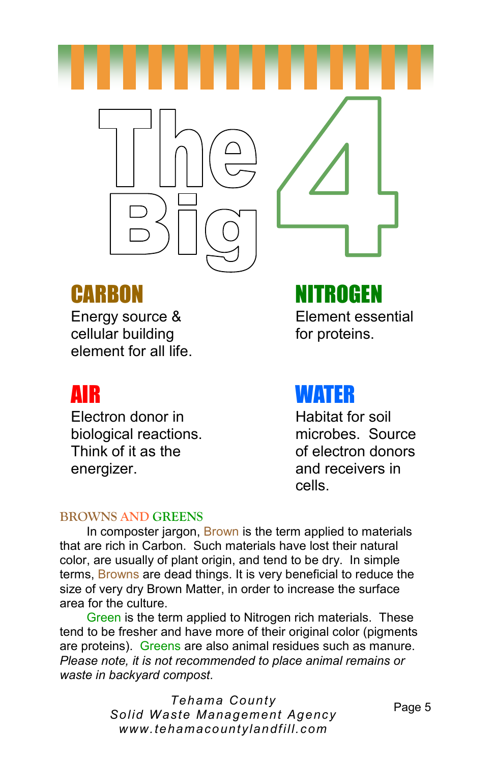# The Big 4

## CARBON

Energy source & cellular building element for all life.

## NITROGEN

Element essential for proteins.

## AIR

Electron donor in biological reactions. Think of it as the energizer.

## WATER

Habitat for soil microbes. Source of electron donors and receivers in cells.

### BROWNS AND GREENS

In composter jargon, Brown is the term applied to materials that are rich in Carbon. Such materials have lost their natural color, are usually of plant origin, and tend to be dry. In simple terms, Browns are dead things. It is very beneficial to reduce the size of very dry Brown Matter, in order to increase the surface area for the culture.

Green is the term applied to Nitrogen rich materials. These tend to be fresher and have more of their original color (pigments are proteins). Greens are also animal residues such as manure. *Please note, it is not recommended to place animal remains or waste in backyard compost.*

*Tehama County*
*Solid Waste Management Agency*
*www.tehamacountylandfill.com*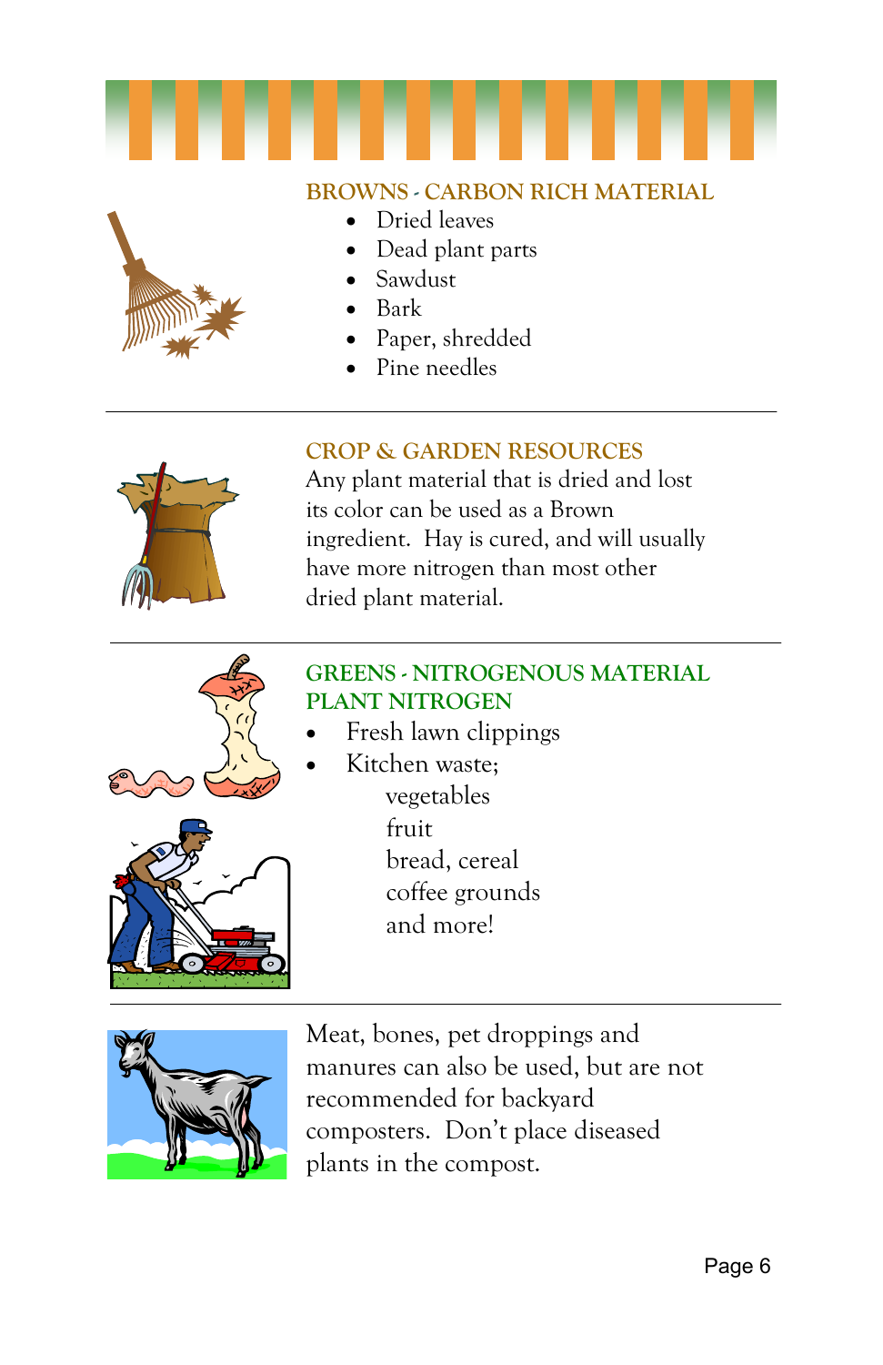## BROWNS - CARBON RICH MATERIAL

- Dried leaves
- Dead plant parts
- Sawdust
- Bark
- Paper, shredded
- Pine needles

---

## CROP & GARDEN RESOURCES

Any plant material that is dried and lost its color can be used as a Brown ingredient. Hay is cured, and will usually have more nitrogen than most other dried plant material.

---

## GREENS - NITROGENOUS MATERIAL PLANT NITROGEN

- Fresh lawn clippings
- Kitchen waste;
  - vegetables
  - fruit
  - bread, cereal
  - coffee grounds
  - and more!

---

Meat, bones, pet droppings and manures can also be used, but are not recommended for backyard composters. Don't place diseased plants in the compost.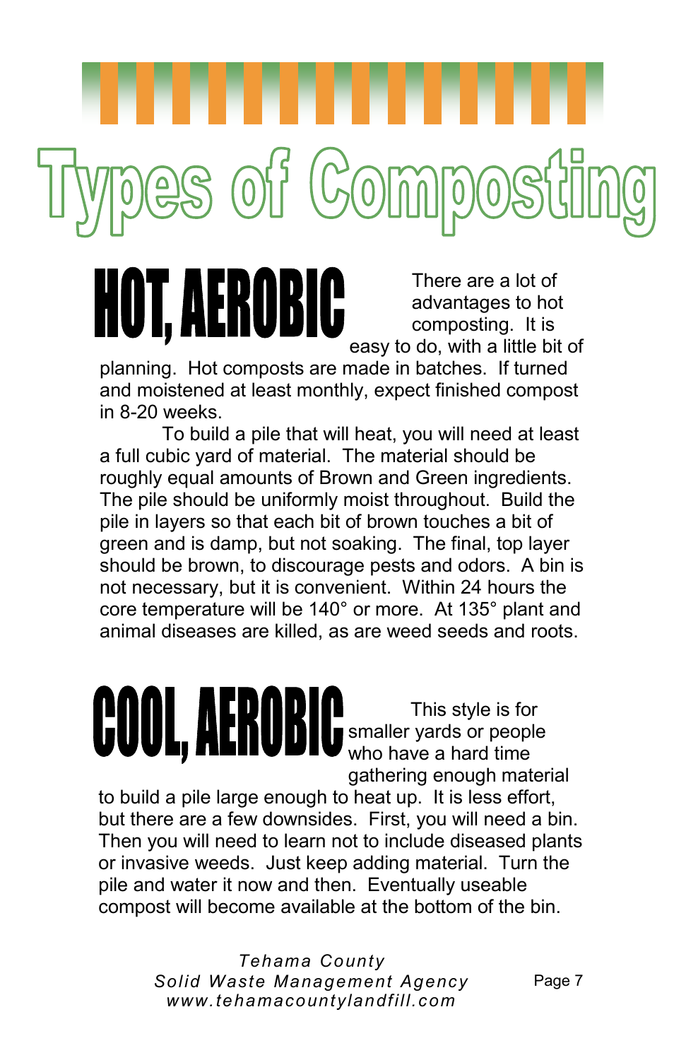# Types of Composting

## HOT, AEROBIC

There are a lot of advantages to hot composting. It is easy to do, with a little bit of planning. Hot composts are made in batches. If turned and moistened at least monthly, expect finished compost in 8-20 weeks.

To build a pile that will heat, you will need at least a full cubic yard of material. The material should be roughly equal amounts of Brown and Green ingredients. The pile should be uniformly moist throughout. Build the pile in layers so that each bit of brown touches a bit of green and is damp, but not soaking. The final, top layer should be brown, to discourage pests and odors. A bin is not necessary, but it is convenient. Within 24 hours the core temperature will be 140° or more. At 135° plant and animal diseases are killed, as are weed seeds and roots.

## COOL, AEROBIC

This style is for smaller yards or people who have a hard time gathering enough material to build a pile large enough to heat up. It is less effort, but there are a few downsides. First, you will need a bin. Then you will need to learn not to include diseased plants or invasive weeds. Just keep adding material. Turn the pile and water it now and then. Eventually useable compost will become available at the bottom of the bin.

*Tehama County*
*Solid Waste Management Agency*
*www.tehamacountylandfill.com*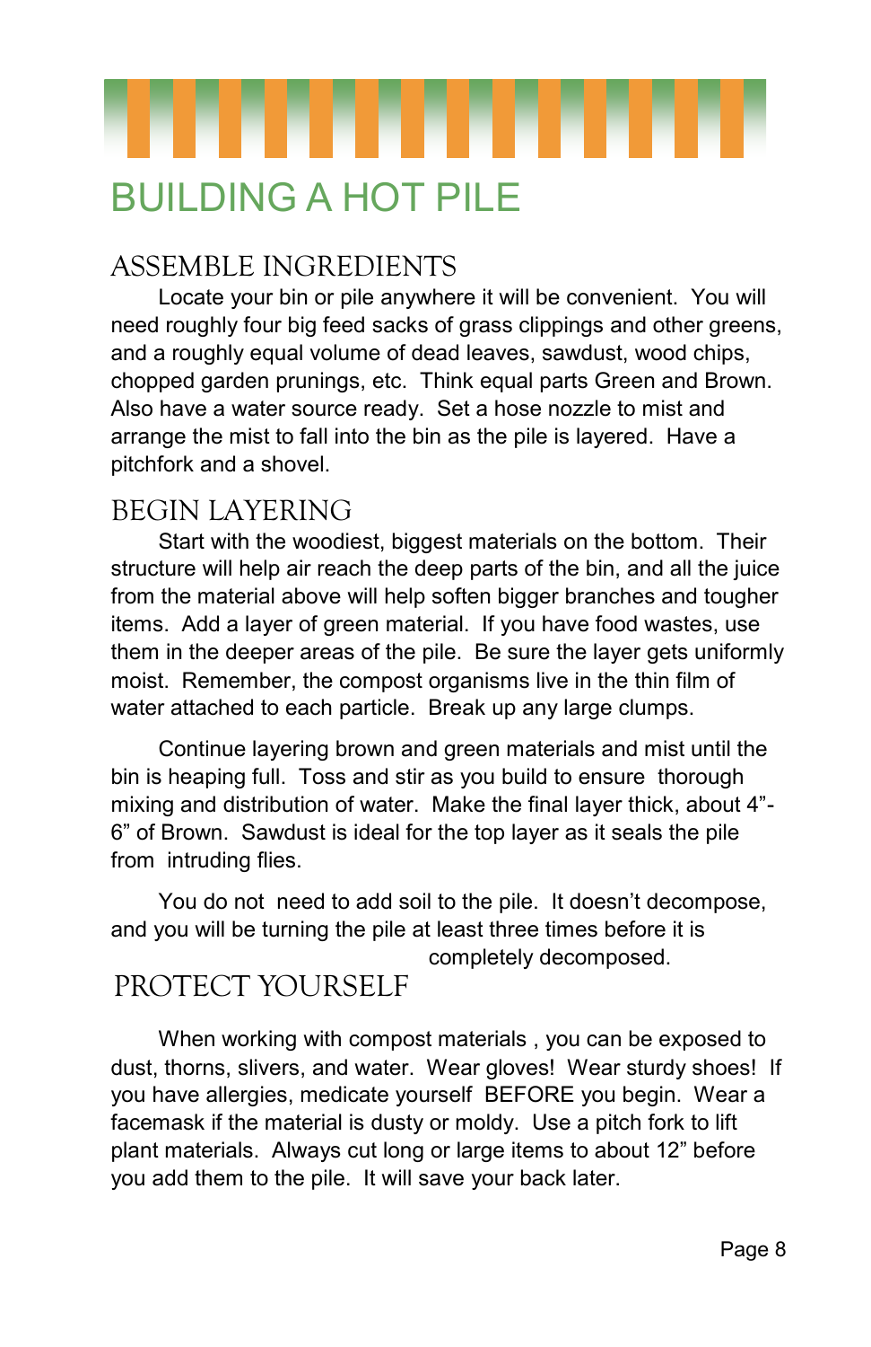# BUILDING A HOT PILE

## ASSEMBLE INGREDIENTS

Locate your bin or pile anywhere it will be convenient. You will need roughly four big feed sacks of grass clippings and other greens, and a roughly equal volume of dead leaves, sawdust, wood chips, chopped garden prunings, etc. Think equal parts Green and Brown. Also have a water source ready. Set a hose nozzle to mist and arrange the mist to fall into the bin as the pile is layered. Have a pitchfork and a shovel.

## BEGIN LAYERING

Start with the woodiest, biggest materials on the bottom. Their structure will help air reach the deep parts of the bin, and all the juice from the material above will help soften bigger branches and tougher items. Add a layer of green material. If you have food wastes, use them in the deeper areas of the pile. Be sure the layer gets uniformly moist. Remember, the compost organisms live in the thin film of water attached to each particle. Break up any large clumps.

Continue layering brown and green materials and mist until the bin is heaping full. Toss and stir as you build to ensure thorough mixing and distribution of water. Make the final layer thick, about 4"-6" of Brown. Sawdust is ideal for the top layer as it seals the pile from intruding flies.

You do not need to add soil to the pile. It doesn't decompose, and you will be turning the pile at least three times before it is completely decomposed.

## PROTECT YOURSELF

When working with compost materials , you can be exposed to dust, thorns, slivers, and water. Wear gloves! Wear sturdy shoes! If you have allergies, medicate yourself BEFORE you begin. Wear a facemask if the material is dusty or moldy. Use a pitch fork to lift plant materials. Always cut long or large items to about 12" before you add them to the pile. It will save your back later.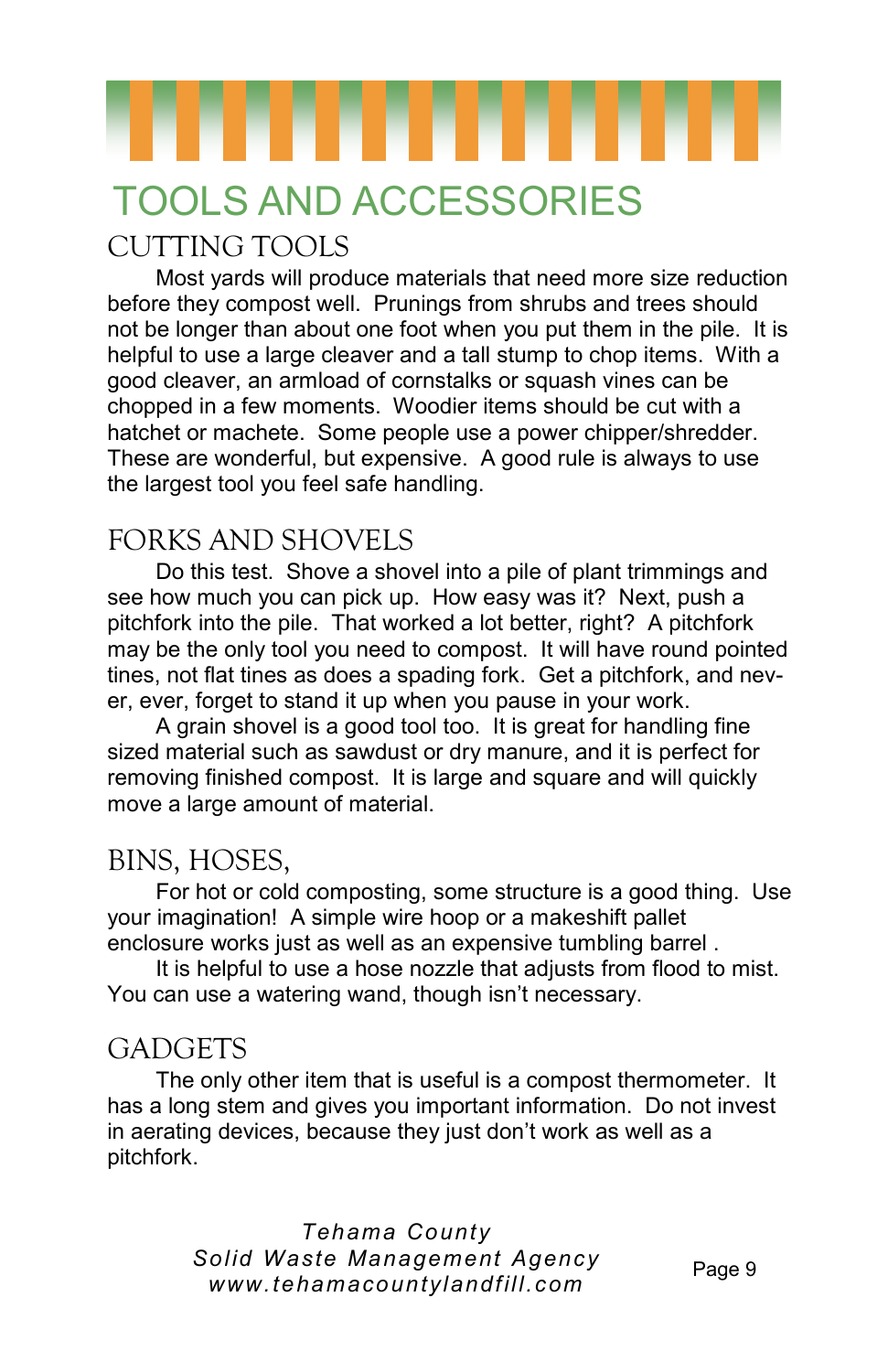# TOOLS AND ACCESSORIES

## CUTTING TOOLS

Most yards will produce materials that need more size reduction before they compost well. Prunings from shrubs and trees should not be longer than about one foot when you put them in the pile. It is helpful to use a large cleaver and a tall stump to chop items. With a good cleaver, an armload of cornstalks or squash vines can be chopped in a few moments. Woodier items should be cut with a hatchet or machete. Some people use a power chipper/shredder. These are wonderful, but expensive. A good rule is always to use the largest tool you feel safe handling.

## FORKS AND SHOVELS

Do this test. Shove a shovel into a pile of plant trimmings and see how much you can pick up. How easy was it? Next, push a pitchfork into the pile. That worked a lot better, right? A pitchfork may be the only tool you need to compost. It will have round pointed tines, not flat tines as does a spading fork. Get a pitchfork, and never, ever, forget to stand it up when you pause in your work.

A grain shovel is a good tool too. It is great for handling fine sized material such as sawdust or dry manure, and it is perfect for removing finished compost. It is large and square and will quickly move a large amount of material.

## BINS, HOSES,

For hot or cold composting, some structure is a good thing. Use your imagination! A simple wire hoop or a makeshift pallet enclosure works just as well as an expensive tumbling barrel .

It is helpful to use a hose nozzle that adjusts from flood to mist. You can use a watering wand, though isn't necessary.

## GADGETS

The only other item that is useful is a compost thermometer. It has a long stem and gives you important information. Do not invest in aerating devices, because they just don't work as well as a pitchfork.

*Tehama County*
*Solid Waste Management Agency*
*www.tehamacountylandfill.com*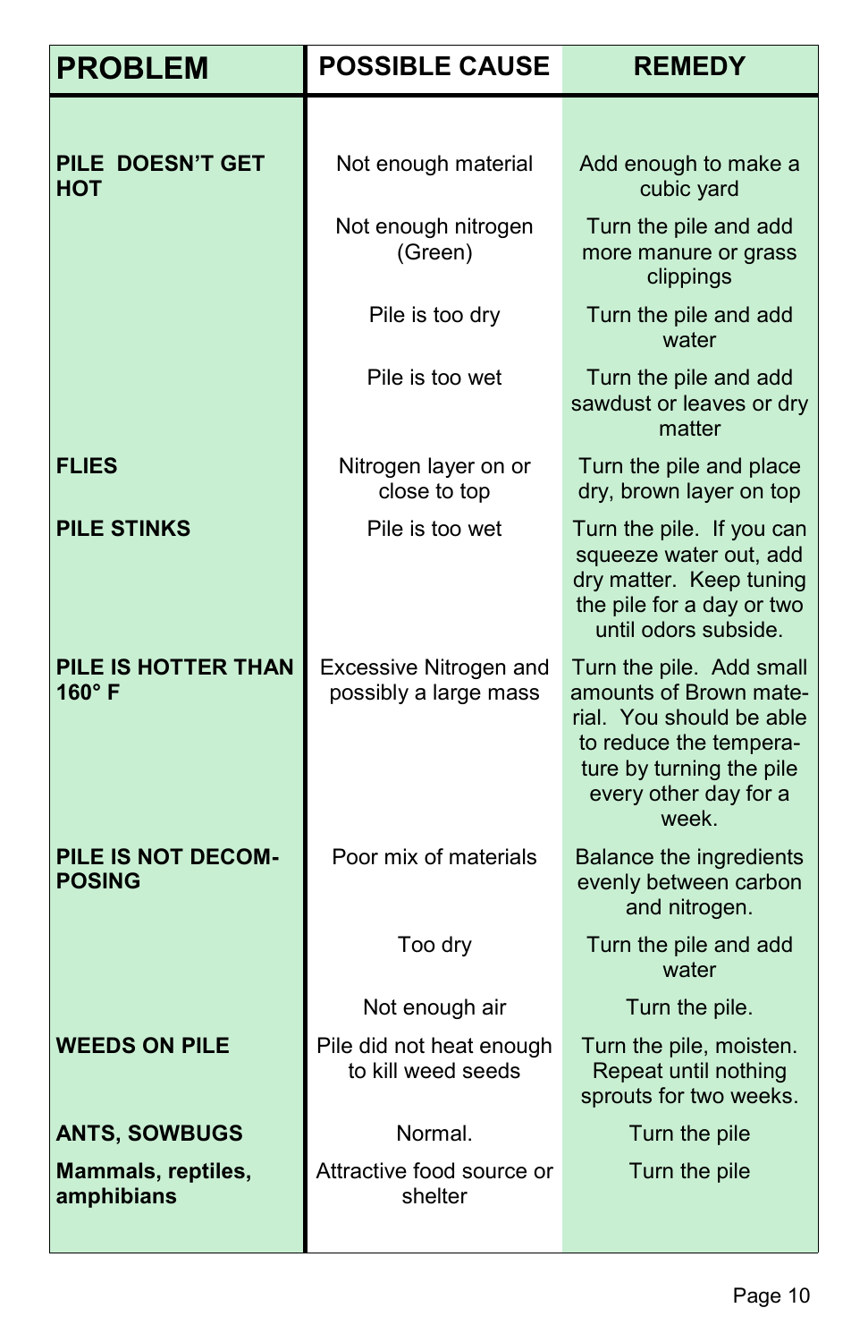| PROBLEM | POSSIBLE CAUSE | REMEDY |
|---|---|---|
| **PILE DOESN'T GET HOT** | Not enough material | Add enough to make a cubic yard |
| | Not enough nitrogen (Green) | Turn the pile and add more manure or grass clippings |
| | Pile is too dry | Turn the pile and add water |
| | Pile is too wet | Turn the pile and add sawdust or leaves or dry matter |
| **FLIES** | Nitrogen layer on or close to top | Turn the pile and place dry, brown layer on top |
| **PILE STINKS** | Pile is too wet | Turn the pile. If you can squeeze water out, add dry matter. Keep tuning the pile for a day or two until odors subside. |
| **PILE IS HOTTER THAN 160° F** | Excessive Nitrogen and possibly a large mass | Turn the pile. Add small amounts of Brown material. You should be able to reduce the temperature by turning the pile every other day for a week. |
| **PILE IS NOT DECOMPOSING** | Poor mix of materials | Balance the ingredients evenly between carbon and nitrogen. |
| | Too dry | Turn the pile and add water |
| | Not enough air | Turn the pile. |
| **WEEDS ON PILE** | Pile did not heat enough to kill weed seeds | Turn the pile, moisten. Repeat until nothing sprouts for two weeks. |
| **ANTS, SOWBUGS** | Normal. | Turn the pile |
| **Mammals, reptiles, amphibians** | Attractive food source or shelter | Turn the pile |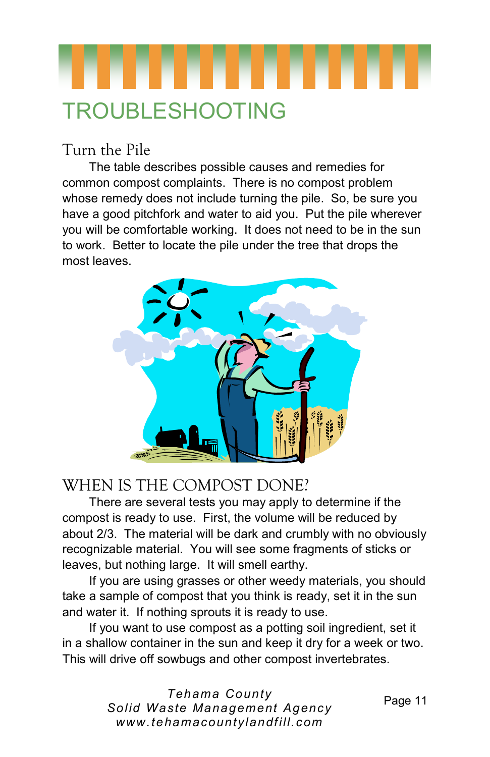# TROUBLESHOOTING

## Turn the Pile

The table describes possible causes and remedies for common compost complaints. There is no compost problem whose remedy does not include turning the pile. So, be sure you have a good pitchfork and water to aid you. Put the pile wherever you will be comfortable working. It does not need to be in the sun to work. Better to locate the pile under the tree that drops the most leaves.

## WHEN IS THE COMPOST DONE?

There are several tests you may apply to determine if the compost is ready to use. First, the volume will be reduced by about 2/3. The material will be dark and crumbly with no obviously recognizable material. You will see some fragments of sticks or leaves, but nothing large. It will smell earthy.

If you are using grasses or other weedy materials, you should take a sample of compost that you think is ready, set it in the sun and water it. If nothing sprouts it is ready to use.

If you want to use compost as a potting soil ingredient, set it in a shallow container in the sun and keep it dry for a week or two. This will drive off sowbugs and other compost invertebrates.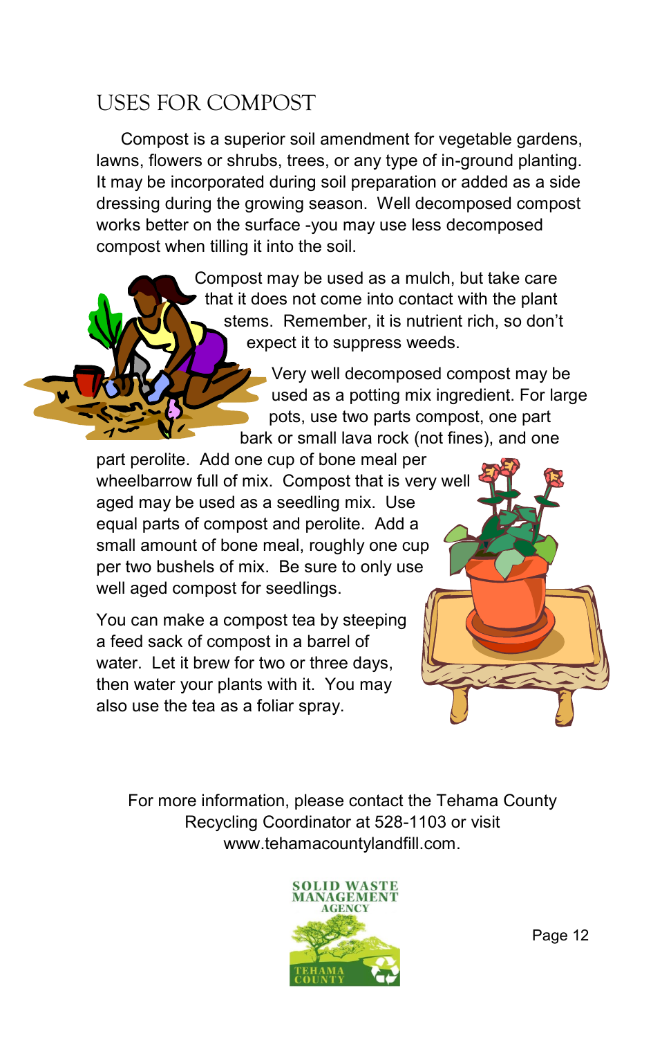## USES FOR COMPOST

Compost is a superior soil amendment for vegetable gardens, lawns, flowers or shrubs, trees, or any type of in-ground planting. It may be incorporated during soil preparation or added as a side dressing during the growing season. Well decomposed compost works better on the surface -you may use less decomposed compost when tilling it into the soil.

Compost may be used as a mulch, but take care that it does not come into contact with the plant stems. Remember, it is nutrient rich, so don't expect it to suppress weeds.

Very well decomposed compost may be used as a potting mix ingredient. For large pots, use two parts compost, one part bark or small lava rock (not fines), and one part perolite. Add one cup of bone meal per wheelbarrow full of mix. Compost that is very well aged may be used as a seedling mix. Use equal parts of compost and perolite. Add a small amount of bone meal, roughly one cup per two bushels of mix. Be sure to only use well aged compost for seedlings.

You can make a compost tea by steeping a feed sack of compost in a barrel of water. Let it brew for two or three days, then water your plants with it. You may also use the tea as a foliar spray.

For more information, please contact the Tehama County Recycling Coordinator at 528-1103 or visit www.tehamacountylandfill.com.

SOLID WASTE MANAGEMENT AGENCY

TEHAMA COUNTY